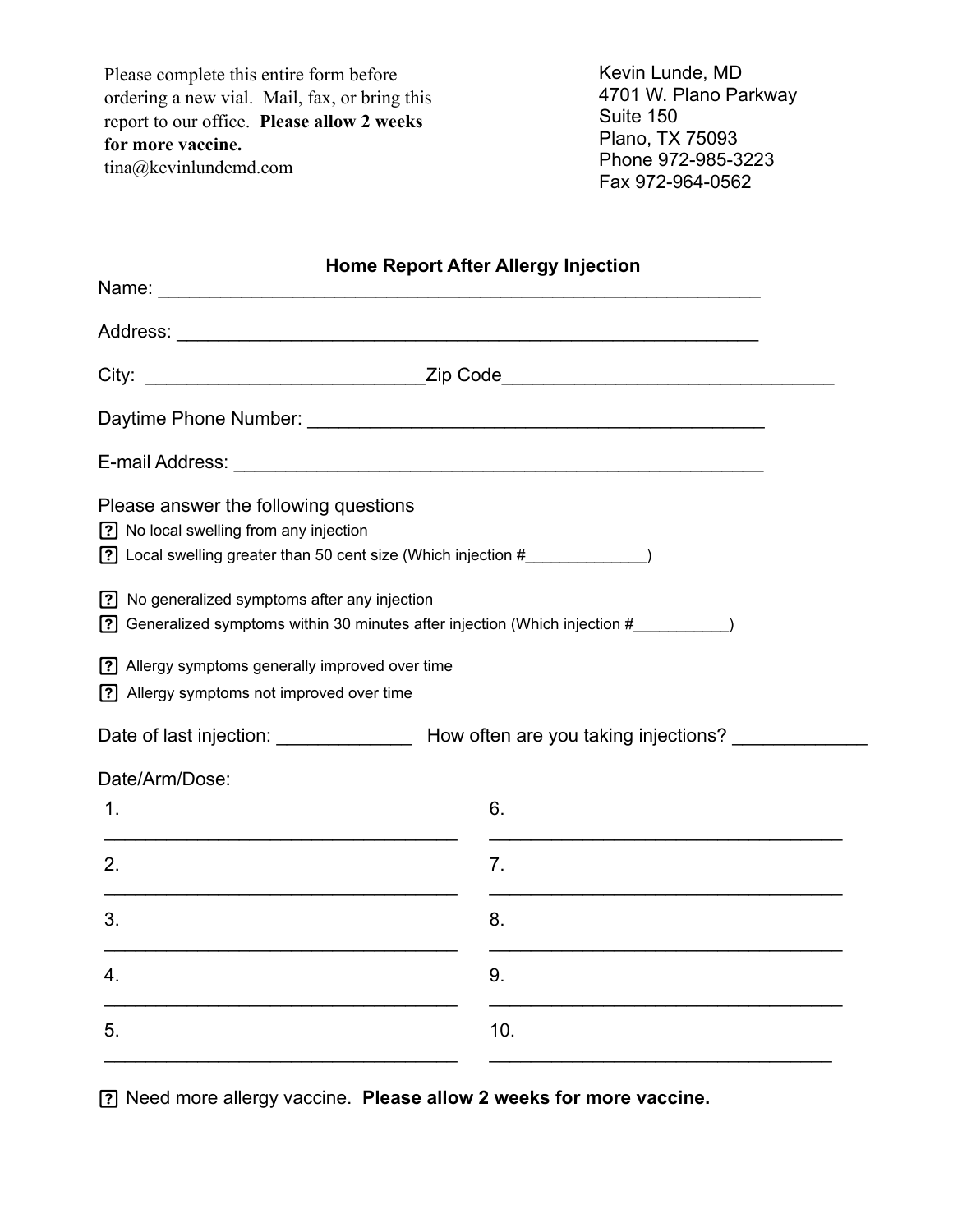Please complete this entire form before ordering a new vial. Mail, fax, or bring this report to our office. **Please allow 2 weeks for more vaccine.**
tina@kevinlundemd.com

Kevin Lunde, MD
4701 W. Plano Parkway
Suite 150
Plano, TX 75093
Phone 972-985-3223
Fax 972-964-0562

### Home Report After Allergy Injection

Name: ____________________________________________________________

Address: __________________________________________________________

City: ___________________________Zip Code________________________________

Daytime Phone Number: _____________________________________________

E-mail Address: ____________________________________________________

Please answer the following questions

- [?] No local swelling from any injection
- [?] Local swelling greater than 50 cent size (Which injection #______________)

- [?] No generalized symptoms after any injection
- [?] Generalized symptoms within 30 minutes after injection (Which injection #___________)

- [?] Allergy symptoms generally improved over time
- [?] Allergy symptoms not improved over time

Date of last injection: _____________ How often are you taking injections? _____________

Date/Arm/Dose:

1. ___________________________________
2. ___________________________________
3. ___________________________________
4. ___________________________________
5. ___________________________________
6. ___________________________________
7. ___________________________________
8. ___________________________________
9. ___________________________________
10. ___________________________________

[?] Need more allergy vaccine. **Please allow 2 weeks for more vaccine.**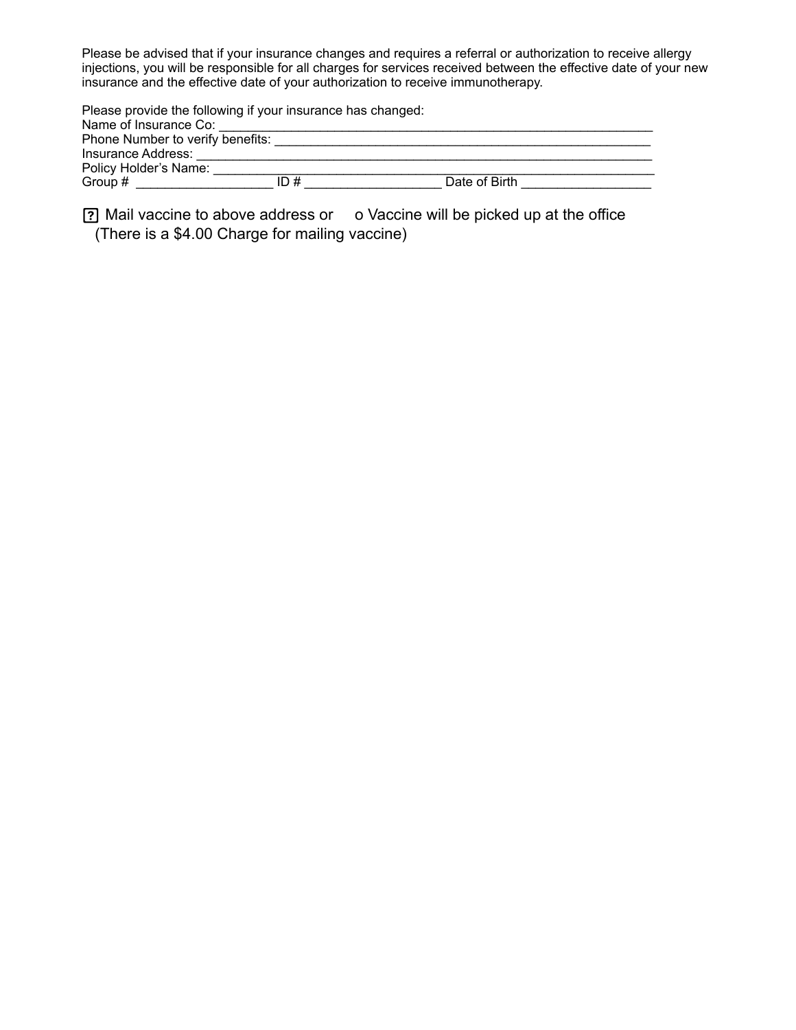Please be advised that if your insurance changes and requires a referral or authorization to receive allergy injections, you will be responsible for all charges for services received between the effective date of your new insurance and the effective date of your authorization to receive immunotherapy.

Please provide the following if your insurance has changed:
Name of Insurance Co: ____________________________________________________________
Phone Number to verify benefits: ______________________________________________________
Insurance Address: ________________________________________________________________
Policy Holder's Name: ______________________________________________________________
Group # __________________ ID # __________________ Date of Birth _________________

? Mail vaccine to above address or   o Vaccine will be picked up at the office
(There is a $4.00 Charge for mailing vaccine)